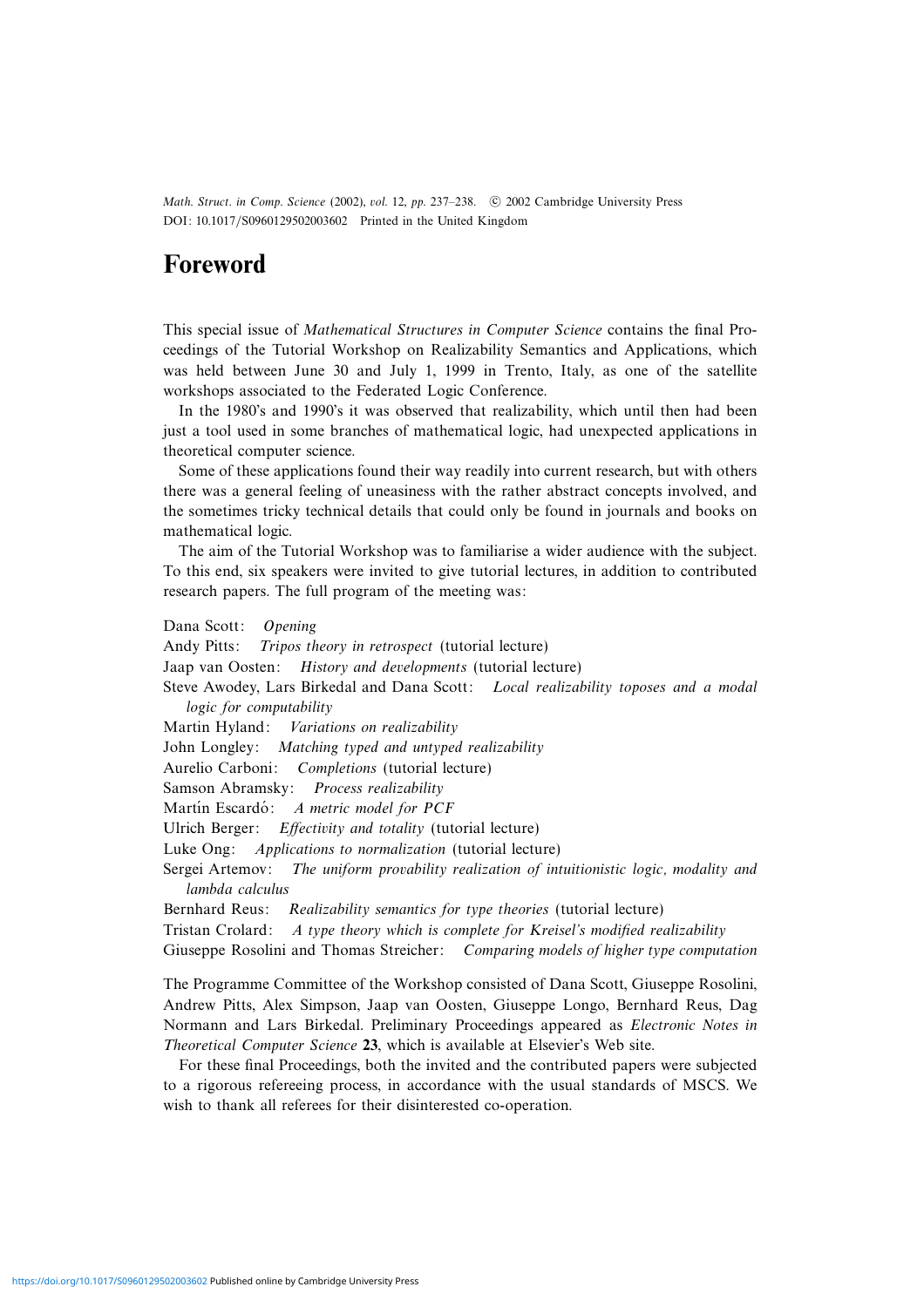# Foreword

This special issue of *Mathematical Structures in Computer Science* contains the final Proceedings of the Tutorial Workshop on Realizability Semantics and Applications, which was held between June 30 and July 1, 1999 in Trento, Italy, as one of the satellite workshops associated to the Federated Logic Conference.

In the 1980's and 1990's it was observed that realizability, which until then had been just a tool used in some branches of mathematical logic, had unexpected applications in theoretical computer science.

Some of these applications found their way readily into current research, but with others there was a general feeling of uneasiness with the rather abstract concepts involved, and the sometimes tricky technical details that could only be found in journals and books on mathematical logic.

The aim of the Tutorial Workshop was to familiarise a wider audience with the subject. To this end, six speakers were invited to give tutorial lectures, in addition to contributed research papers. The full program of the meeting was:

Dana Scott: *Opening*
Andy Pitts: *Tripos theory in retrospect* (tutorial lecture)
Jaap van Oosten: *History and developments* (tutorial lecture)
Steve Awodey, Lars Birkedal and Dana Scott: *Local realizability toposes and a modal logic for computability*
Martin Hyland: *Variations on realizability*
John Longley: *Matching typed and untyped realizability*
Aurelio Carboni: *Completions* (tutorial lecture)
Samson Abramsky: *Process realizability*
Martín Escardó: *A metric model for PCF*
Ulrich Berger: *Effectivity and totality* (tutorial lecture)
Luke Ong: *Applications to normalization* (tutorial lecture)
Sergei Artemov: *The uniform provability realization of intuitionistic logic, modality and lambda calculus*
Bernhard Reus: *Realizability semantics for type theories* (tutorial lecture)
Tristan Crolard: *A type theory which is complete for Kreisel's modified realizability*
Giuseppe Rosolini and Thomas Streicher: *Comparing models of higher type computation*

The Programme Committee of the Workshop consisted of Dana Scott, Giuseppe Rosolini, Andrew Pitts, Alex Simpson, Jaap van Oosten, Giuseppe Longo, Bernhard Reus, Dag Normann and Lars Birkedal. Preliminary Proceedings appeared as *Electronic Notes in Theoretical Computer Science* **23**, which is available at Elsevier's Web site.

For these final Proceedings, both the invited and the contributed papers were subjected to a rigorous refereeing process, in accordance with the usual standards of MSCS. We wish to thank all referees for their disinterested co-operation.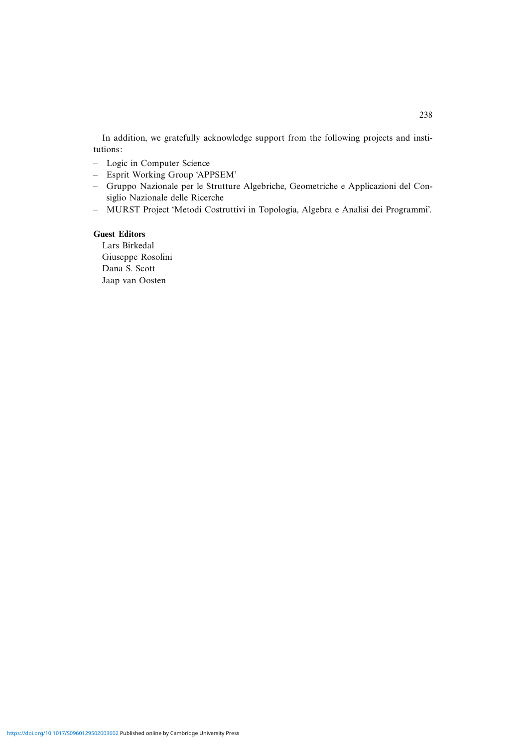In addition, we gratefully acknowledge support from the following projects and institutions:

- Logic in Computer Science
- Esprit Working Group 'APPSEM'
- Gruppo Nazionale per le Strutture Algebriche, Geometriche e Applicazioni del Consiglio Nazionale delle Ricerche
- MURST Project 'Metodi Costruttivi in Topologia, Algebra e Analisi dei Programmi'.

**Guest Editors**

Lars Birkedal
Giuseppe Rosolini
Dana S. Scott
Jaap van Oosten

https://doi.org/10.1017/S0960129502003602 Published online by Cambridge University Press